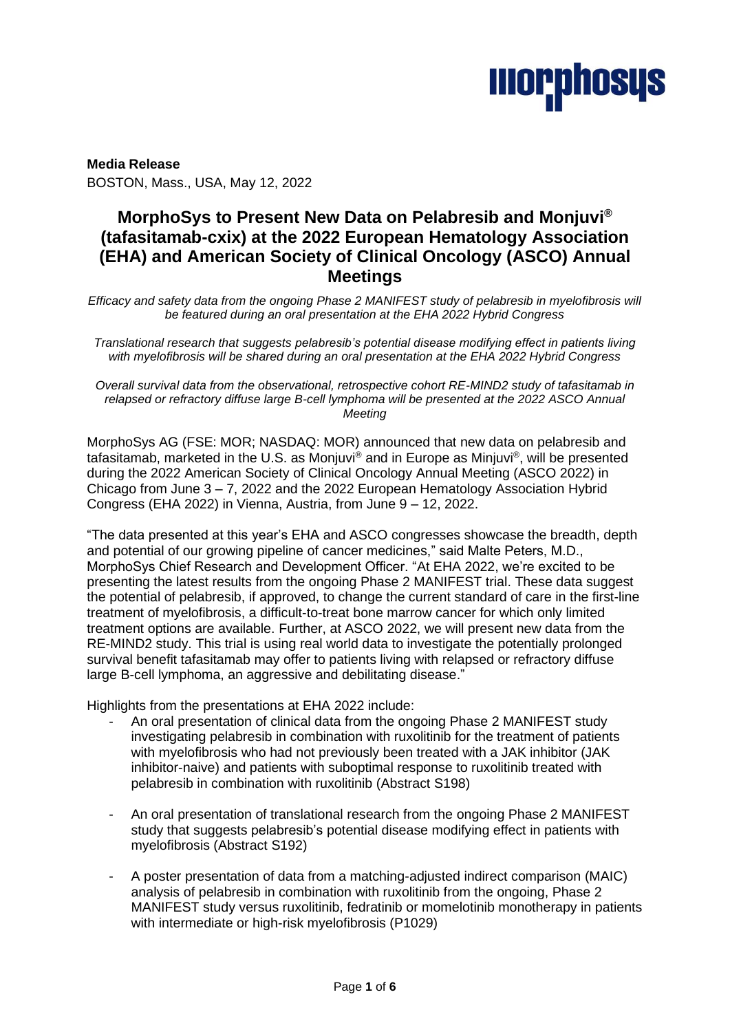**Media Release**
BOSTON, Mass., USA, May 12, 2022

# MorphoSys to Present New Data on Pelabresib and Monjuvi® (tafasitamab-cxix) at the 2022 European Hematology Association (EHA) and American Society of Clinical Oncology (ASCO) Annual Meetings

*Efficacy and safety data from the ongoing Phase 2 MANIFEST study of pelabresib in myelofibrosis will be featured during an oral presentation at the EHA 2022 Hybrid Congress*

*Translational research that suggests pelabresib's potential disease modifying effect in patients living with myelofibrosis will be shared during an oral presentation at the EHA 2022 Hybrid Congress*

*Overall survival data from the observational, retrospective cohort RE-MIND2 study of tafasitamab in relapsed or refractory diffuse large B-cell lymphoma will be presented at the 2022 ASCO Annual Meeting*

MorphoSys AG (FSE: MOR; NASDAQ: MOR) announced that new data on pelabresib and tafasitamab, marketed in the U.S. as Monjuvi® and in Europe as Minjuvi®, will be presented during the 2022 American Society of Clinical Oncology Annual Meeting (ASCO 2022) in Chicago from June 3 – 7, 2022 and the 2022 European Hematology Association Hybrid Congress (EHA 2022) in Vienna, Austria, from June 9 – 12, 2022.

"The data presented at this year's EHA and ASCO congresses showcase the breadth, depth and potential of our growing pipeline of cancer medicines," said Malte Peters, M.D., MorphoSys Chief Research and Development Officer. "At EHA 2022, we're excited to be presenting the latest results from the ongoing Phase 2 MANIFEST trial. These data suggest the potential of pelabresib, if approved, to change the current standard of care in the first-line treatment of myelofibrosis, a difficult-to-treat bone marrow cancer for which only limited treatment options are available. Further, at ASCO 2022, we will present new data from the RE-MIND2 study. This trial is using real world data to investigate the potentially prolonged survival benefit tafasitamab may offer to patients living with relapsed or refractory diffuse large B-cell lymphoma, an aggressive and debilitating disease."

Highlights from the presentations at EHA 2022 include:

- An oral presentation of clinical data from the ongoing Phase 2 MANIFEST study investigating pelabresib in combination with ruxolitinib for the treatment of patients with myelofibrosis who had not previously been treated with a JAK inhibitor (JAK inhibitor-naive) and patients with suboptimal response to ruxolitinib treated with pelabresib in combination with ruxolitinib (Abstract S198)
- An oral presentation of translational research from the ongoing Phase 2 MANIFEST study that suggests pelabresib's potential disease modifying effect in patients with myelofibrosis (Abstract S192)
- A poster presentation of data from a matching-adjusted indirect comparison (MAIC) analysis of pelabresib in combination with ruxolitinib from the ongoing, Phase 2 MANIFEST study versus ruxolitinib, fedratinib or momelotinib monotherapy in patients with intermediate or high-risk myelofibrosis (P1029)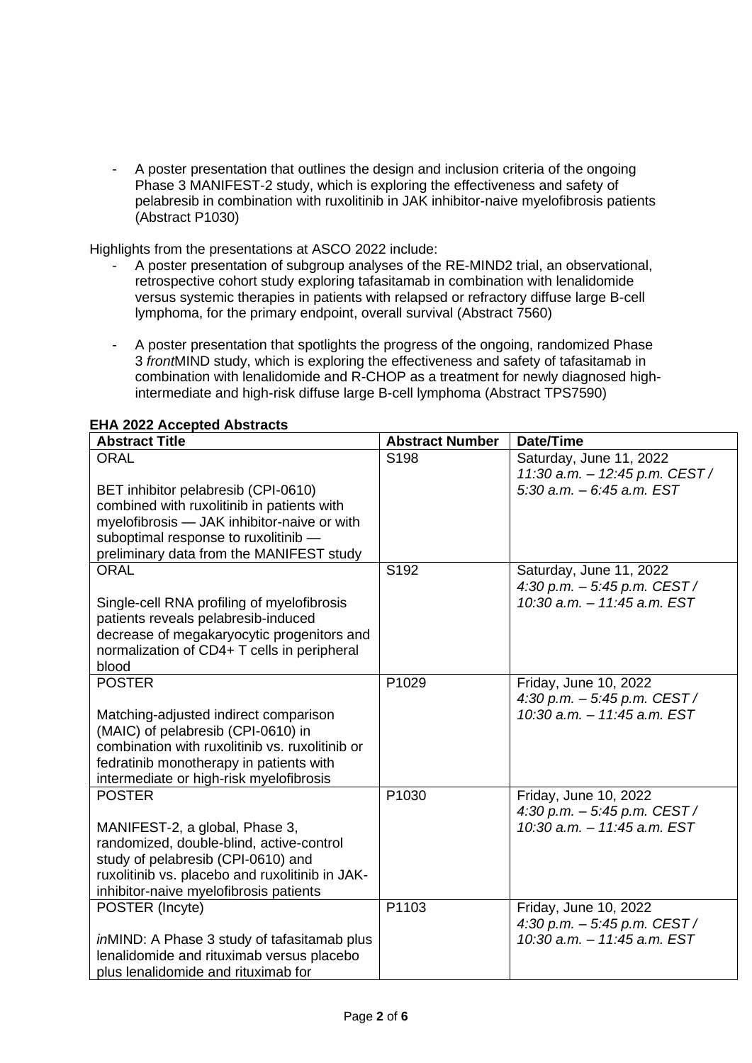- A poster presentation that outlines the design and inclusion criteria of the ongoing Phase 3 MANIFEST-2 study, which is exploring the effectiveness and safety of pelabresib in combination with ruxolitinib in JAK inhibitor-naive myelofibrosis patients (Abstract P1030)

Highlights from the presentations at ASCO 2022 include:

- A poster presentation of subgroup analyses of the RE-MIND2 trial, an observational, retrospective cohort study exploring tafasitamab in combination with lenalidomide versus systemic therapies in patients with relapsed or refractory diffuse large B-cell lymphoma, for the primary endpoint, overall survival (Abstract 7560)

- A poster presentation that spotlights the progress of the ongoing, randomized Phase 3 *front*MIND study, which is exploring the effectiveness and safety of tafasitamab in combination with lenalidomide and R-CHOP as a treatment for newly diagnosed high-intermediate and high-risk diffuse large B-cell lymphoma (Abstract TPS7590)

**EHA 2022 Accepted Abstracts**

| Abstract Title | Abstract Number | Date/Time |
|---|---|---|
| ORAL<br><br>BET inhibitor pelabresib (CPI-0610) combined with ruxolitinib in patients with myelofibrosis — JAK inhibitor-naive or with suboptimal response to ruxolitinib — preliminary data from the MANIFEST study | S198 | Saturday, June 11, 2022<br>*11:30 a.m. – 12:45 p.m. CEST /*<br>*5:30 a.m. – 6:45 a.m. EST* |
| ORAL<br><br>Single-cell RNA profiling of myelofibrosis patients reveals pelabresib-induced decrease of megakaryocytic progenitors and normalization of CD4+ T cells in peripheral blood | S192 | Saturday, June 11, 2022<br>*4:30 p.m. – 5:45 p.m. CEST /*<br>*10:30 a.m. – 11:45 a.m. EST* |
| POSTER<br><br>Matching-adjusted indirect comparison (MAIC) of pelabresib (CPI-0610) in combination with ruxolitinib vs. ruxolitinib or fedratinib monotherapy in patients with intermediate or high-risk myelofibrosis | P1029 | Friday, June 10, 2022<br>*4:30 p.m. – 5:45 p.m. CEST /*<br>*10:30 a.m. – 11:45 a.m. EST* |
| POSTER<br><br>MANIFEST-2, a global, Phase 3, randomized, double-blind, active-control study of pelabresib (CPI-0610) and ruxolitinib vs. placebo and ruxolitinib in JAK-inhibitor-naive myelofibrosis patients | P1030 | Friday, June 10, 2022<br>*4:30 p.m. – 5:45 p.m. CEST /*<br>*10:30 a.m. – 11:45 a.m. EST* |
| POSTER (Incyte)<br><br>*in*MIND: A Phase 3 study of tafasitamab plus lenalidomide and rituximab versus placebo plus lenalidomide and rituximab for | P1103 | Friday, June 10, 2022<br>*4:30 p.m. – 5:45 p.m. CEST /*<br>*10:30 a.m. – 11:45 a.m. EST* |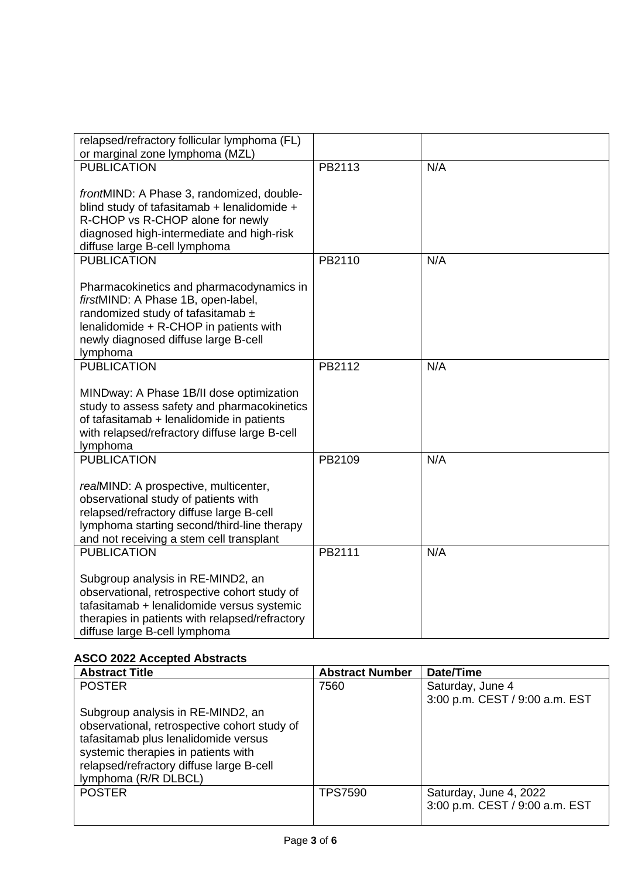| | | |
|---|---|---|
| relapsed/refractory follicular lymphoma (FL) or marginal zone lymphoma (MZL) | | |
| PUBLICATION<br><br>*front*MIND: A Phase 3, randomized, double-blind study of tafasitamab + lenalidomide + R-CHOP vs R-CHOP alone for newly diagnosed high-intermediate and high-risk diffuse large B-cell lymphoma | PB2113 | N/A |
| PUBLICATION<br><br>Pharmacokinetics and pharmacodynamics in *first*MIND: A Phase 1B, open-label, randomized study of tafasitamab ± lenalidomide + R-CHOP in patients with newly diagnosed diffuse large B-cell lymphoma | PB2110 | N/A |
| PUBLICATION<br><br>MINDway: A Phase 1B/II dose optimization study to assess safety and pharmacokinetics of tafasitamab + lenalidomide in patients with relapsed/refractory diffuse large B-cell lymphoma | PB2112 | N/A |
| PUBLICATION<br><br>*real*MIND: A prospective, multicenter, observational study of patients with relapsed/refractory diffuse large B-cell lymphoma starting second/third-line therapy and not receiving a stem cell transplant | PB2109 | N/A |
| PUBLICATION<br><br>Subgroup analysis in RE-MIND2, an observational, retrospective cohort study of tafasitamab + lenalidomide versus systemic therapies in patients with relapsed/refractory diffuse large B-cell lymphoma | PB2111 | N/A |

**ASCO 2022 Accepted Abstracts**

| Abstract Title | Abstract Number | Date/Time |
|---|---|---|
| POSTER<br><br>Subgroup analysis in RE-MIND2, an observational, retrospective cohort study of tafasitamab plus lenalidomide versus systemic therapies in patients with relapsed/refractory diffuse large B-cell lymphoma (R/R DLBCL) | 7560 | Saturday, June 4<br>3:00 p.m. CEST / 9:00 a.m. EST |
| POSTER | TPS7590 | Saturday, June 4, 2022<br>3:00 p.m. CEST / 9:00 a.m. EST |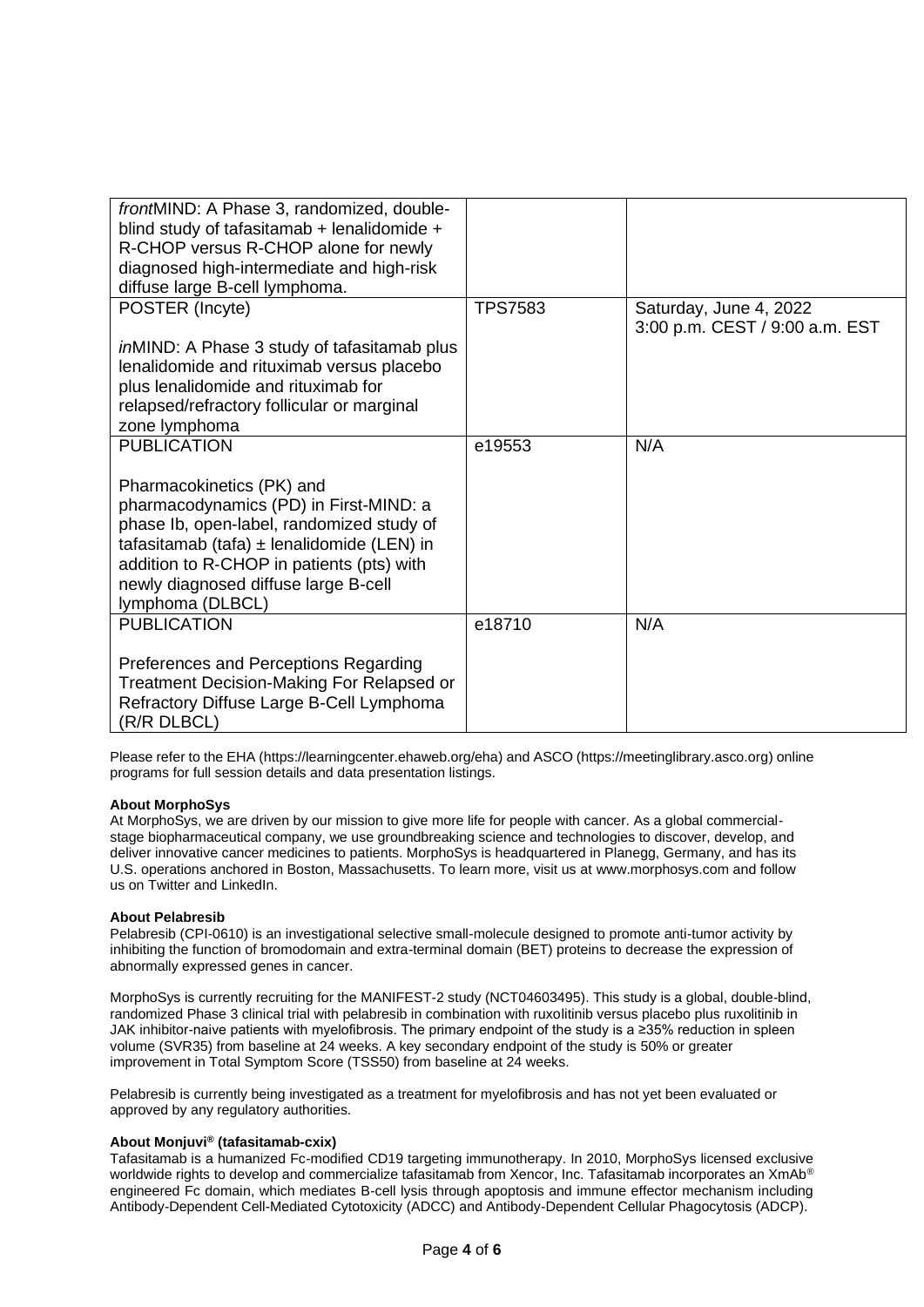| | | |
|---|---|---|
| *front*MIND: A Phase 3, randomized, double-blind study of tafasitamab + lenalidomide + R-CHOP versus R-CHOP alone for newly diagnosed high-intermediate and high-risk diffuse large B-cell lymphoma. | | |
| POSTER (Incyte)<br><br>*in*MIND: A Phase 3 study of tafasitamab plus lenalidomide and rituximab versus placebo plus lenalidomide and rituximab for relapsed/refractory follicular or marginal zone lymphoma | TPS7583 | Saturday, June 4, 2022<br>3:00 p.m. CEST / 9:00 a.m. EST |
| PUBLICATION<br><br>Pharmacokinetics (PK) and pharmacodynamics (PD) in First-MIND: a phase Ib, open-label, randomized study of tafasitamab (tafa) ± lenalidomide (LEN) in addition to R-CHOP in patients (pts) with newly diagnosed diffuse large B-cell lymphoma (DLBCL) | e19553 | N/A |
| PUBLICATION<br><br>Preferences and Perceptions Regarding Treatment Decision-Making For Relapsed or Refractory Diffuse Large B-Cell Lymphoma (R/R DLBCL) | e18710 | N/A |

Please refer to the EHA (https://learningcenter.ehaweb.org/eha) and ASCO (https://meetinglibrary.asco.org) online programs for full session details and data presentation listings.

**About MorphoSys**
At MorphoSys, we are driven by our mission to give more life for people with cancer. As a global commercial-stage biopharmaceutical company, we use groundbreaking science and technologies to discover, develop, and deliver innovative cancer medicines to patients. MorphoSys is headquartered in Planegg, Germany, and has its U.S. operations anchored in Boston, Massachusetts. To learn more, visit us at www.morphosys.com and follow us on Twitter and LinkedIn.

**About Pelabresib**
Pelabresib (CPI-0610) is an investigational selective small-molecule designed to promote anti-tumor activity by inhibiting the function of bromodomain and extra-terminal domain (BET) proteins to decrease the expression of abnormally expressed genes in cancer.

MorphoSys is currently recruiting for the MANIFEST-2 study (NCT04603495). This study is a global, double-blind, randomized Phase 3 clinical trial with pelabresib in combination with ruxolitinib versus placebo plus ruxolitinib in JAK inhibitor-naive patients with myelofibrosis. The primary endpoint of the study is a ≥35% reduction in spleen volume (SVR35) from baseline at 24 weeks. A key secondary endpoint of the study is 50% or greater improvement in Total Symptom Score (TSS50) from baseline at 24 weeks.

Pelabresib is currently being investigated as a treatment for myelofibrosis and has not yet been evaluated or approved by any regulatory authorities.

**About Monjuvi® (tafasitamab-cxix)**
Tafasitamab is a humanized Fc-modified CD19 targeting immunotherapy. In 2010, MorphoSys licensed exclusive worldwide rights to develop and commercialize tafasitamab from Xencor, Inc. Tafasitamab incorporates an XmAb® engineered Fc domain, which mediates B-cell lysis through apoptosis and immune effector mechanism including Antibody-Dependent Cell-Mediated Cytotoxicity (ADCC) and Antibody-Dependent Cellular Phagocytosis (ADCP).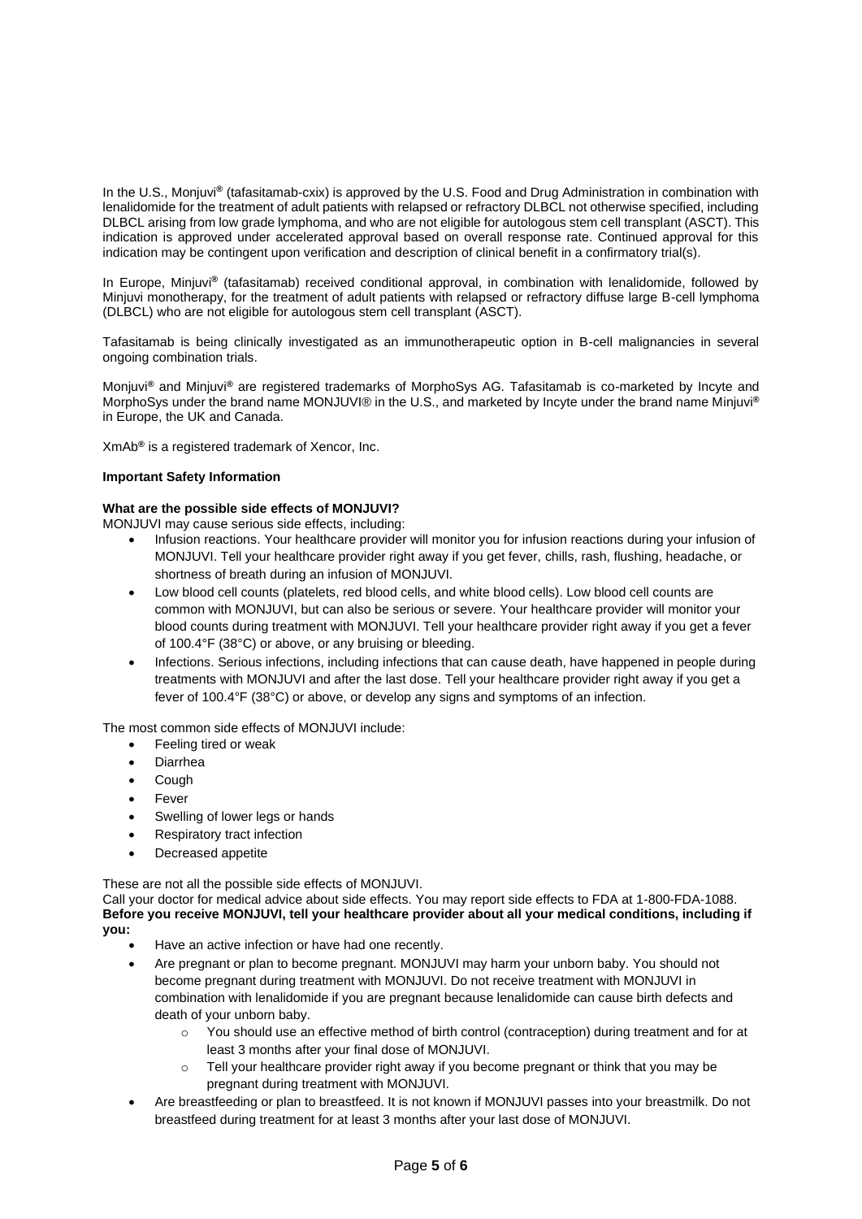In the U.S., Monjuvi® (tafasitamab-cxix) is approved by the U.S. Food and Drug Administration in combination with lenalidomide for the treatment of adult patients with relapsed or refractory DLBCL not otherwise specified, including DLBCL arising from low grade lymphoma, and who are not eligible for autologous stem cell transplant (ASCT). This indication is approved under accelerated approval based on overall response rate. Continued approval for this indication may be contingent upon verification and description of clinical benefit in a confirmatory trial(s).

In Europe, Minjuvi® (tafasitamab) received conditional approval, in combination with lenalidomide, followed by Minjuvi monotherapy, for the treatment of adult patients with relapsed or refractory diffuse large B-cell lymphoma (DLBCL) who are not eligible for autologous stem cell transplant (ASCT).

Tafasitamab is being clinically investigated as an immunotherapeutic option in B-cell malignancies in several ongoing combination trials.

Monjuvi® and Minjuvi® are registered trademarks of MorphoSys AG. Tafasitamab is co-marketed by Incyte and MorphoSys under the brand name MONJUVI® in the U.S., and marketed by Incyte under the brand name Minjuvi® in Europe, the UK and Canada.

XmAb® is a registered trademark of Xencor, Inc.

**Important Safety Information**

**What are the possible side effects of MONJUVI?**

MONJUVI may cause serious side effects, including:

- Infusion reactions. Your healthcare provider will monitor you for infusion reactions during your infusion of MONJUVI. Tell your healthcare provider right away if you get fever, chills, rash, flushing, headache, or shortness of breath during an infusion of MONJUVI.
- Low blood cell counts (platelets, red blood cells, and white blood cells). Low blood cell counts are common with MONJUVI, but can also be serious or severe. Your healthcare provider will monitor your blood counts during treatment with MONJUVI. Tell your healthcare provider right away if you get a fever of 100.4°F (38°C) or above, or any bruising or bleeding.
- Infections. Serious infections, including infections that can cause death, have happened in people during treatments with MONJUVI and after the last dose. Tell your healthcare provider right away if you get a fever of 100.4°F (38°C) or above, or develop any signs and symptoms of an infection.

The most common side effects of MONJUVI include:

- Feeling tired or weak
- Diarrhea
- Cough
- Fever
- Swelling of lower legs or hands
- Respiratory tract infection
- Decreased appetite

These are not all the possible side effects of MONJUVI.

Call your doctor for medical advice about side effects. You may report side effects to FDA at 1-800-FDA-1088.

**Before you receive MONJUVI, tell your healthcare provider about all your medical conditions, including if you:**

- Have an active infection or have had one recently.
- Are pregnant or plan to become pregnant. MONJUVI may harm your unborn baby. You should not become pregnant during treatment with MONJUVI. Do not receive treatment with MONJUVI in combination with lenalidomide if you are pregnant because lenalidomide can cause birth defects and death of your unborn baby.
  - You should use an effective method of birth control (contraception) during treatment and for at least 3 months after your final dose of MONJUVI.
  - Tell your healthcare provider right away if you become pregnant or think that you may be pregnant during treatment with MONJUVI.
- Are breastfeeding or plan to breastfeed. It is not known if MONJUVI passes into your breastmilk. Do not breastfeed during treatment for at least 3 months after your last dose of MONJUVI.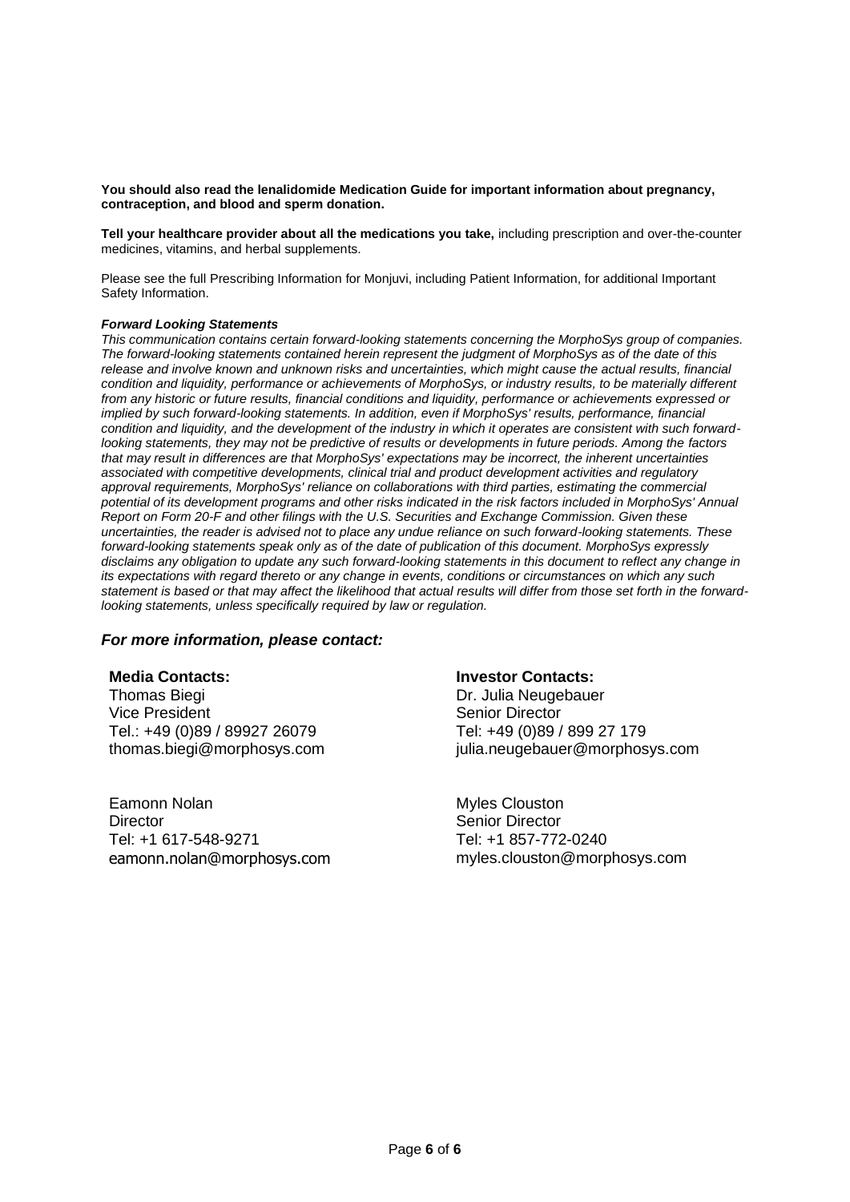**You should also read the lenalidomide Medication Guide for important information about pregnancy, contraception, and blood and sperm donation.**

**Tell your healthcare provider about all the medications you take,** including prescription and over-the-counter medicines, vitamins, and herbal supplements.

Please see the full Prescribing Information for Monjuvi, including Patient Information, for additional Important Safety Information.

***Forward Looking Statements***

*This communication contains certain forward-looking statements concerning the MorphoSys group of companies. The forward-looking statements contained herein represent the judgment of MorphoSys as of the date of this release and involve known and unknown risks and uncertainties, which might cause the actual results, financial condition and liquidity, performance or achievements of MorphoSys, or industry results, to be materially different from any historic or future results, financial conditions and liquidity, performance or achievements expressed or implied by such forward-looking statements. In addition, even if MorphoSys' results, performance, financial condition and liquidity, and the development of the industry in which it operates are consistent with such forward-looking statements, they may not be predictive of results or developments in future periods. Among the factors that may result in differences are that MorphoSys' expectations may be incorrect, the inherent uncertainties associated with competitive developments, clinical trial and product development activities and regulatory approval requirements, MorphoSys' reliance on collaborations with third parties, estimating the commercial potential of its development programs and other risks indicated in the risk factors included in MorphoSys' Annual Report on Form 20-F and other filings with the U.S. Securities and Exchange Commission. Given these uncertainties, the reader is advised not to place any undue reliance on such forward-looking statements. These forward-looking statements speak only as of the date of publication of this document. MorphoSys expressly disclaims any obligation to update any such forward-looking statements in this document to reflect any change in its expectations with regard thereto or any change in events, conditions or circumstances on which any such statement is based or that may affect the likelihood that actual results will differ from those set forth in the forward-looking statements, unless specifically required by law or regulation.*

***For more information, please contact:***

**Media Contacts:**
Thomas Biegi
Vice President
Tel.: +49 (0)89 / 89927 26079
thomas.biegi@morphosys.com

Eamonn Nolan
Director
Tel: +1 617-548-9271
eamonn.nolan@morphosys.com

**Investor Contacts:**
Dr. Julia Neugebauer
Senior Director
Tel: +49 (0)89 / 899 27 179
julia.neugebauer@morphosys.com

Myles Clouston
Senior Director
Tel: +1 857-772-0240
myles.clouston@morphosys.com